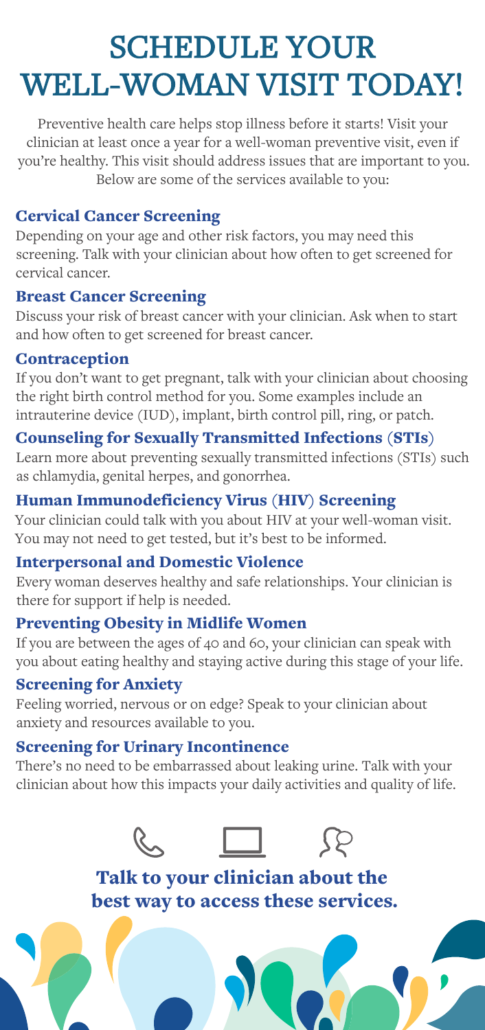# SCHEDULE YOUR WELL-WOMAN VISIT TODAY!

Preventive health care helps stop illness before it starts! Visit your clinician at least once a year for a well-woman preventive visit, even if you're healthy. This visit should address issues that are important to you. Below are some of the services available to you:

### Cervical Cancer Screening

Depending on your age and other risk factors, you may need this screening. Talk with your clinician about how often to get screened for cervical cancer.

### Breast Cancer Screening

Discuss your risk of breast cancer with your clinician. Ask when to start and how often to get screened for breast cancer.

### Contraception

If you don't want to get pregnant, talk with your clinician about choosing the right birth control method for you. Some examples include an intrauterine device (IUD), implant, birth control pill, ring, or patch.

### Counseling for Sexually Transmitted Infections (STIs)

Learn more about preventing sexually transmitted infections (STIs) such as chlamydia, genital herpes, and gonorrhea.

### Human Immunodeficiency Virus (HIV) Screening

Your clinician could talk with you about HIV at your well-woman visit. You may not need to get tested, but it's best to be informed.

### Interpersonal and Domestic Violence

Every woman deserves healthy and safe relationships. Your clinician is there for support if help is needed.

### Preventing Obesity in Midlife Women

If you are between the ages of 40 and 60, your clinician can speak with you about eating healthy and staying active during this stage of your life.

### Screening for Anxiety

Feeling worried, nervous or on edge? Speak to your clinician about anxiety and resources available to you.

### Screening for Urinary Incontinence

There's no need to be embarrassed about leaking urine. Talk with your clinician about how this impacts your daily activities and quality of life.

**Talk to your clinician about the best way to access these services.**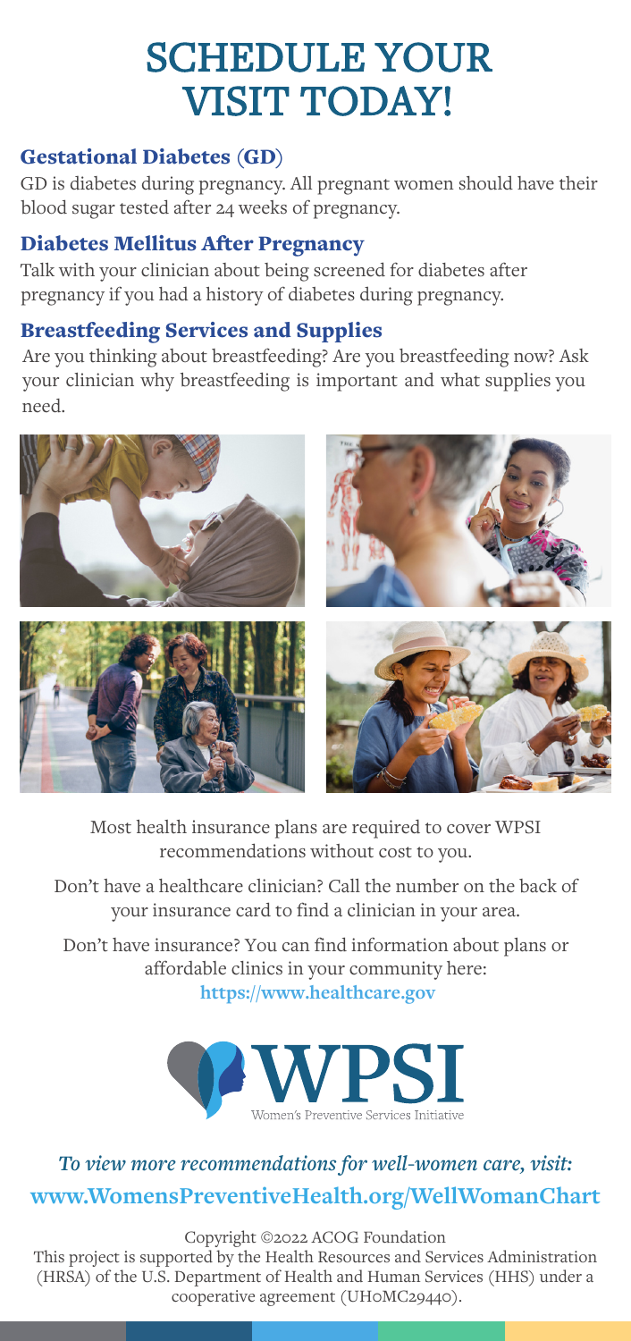# SCHEDULE YOUR VISIT TODAY!

### Gestational Diabetes (GD)

GD is diabetes during pregnancy. All pregnant women should have their blood sugar tested after 24 weeks of pregnancy.

### Diabetes Mellitus After Pregnancy

Talk with your clinician about being screened for diabetes after pregnancy if you had a history of diabetes during pregnancy.

### Breastfeeding Services and Supplies

Are you thinking about breastfeeding? Are you breastfeeding now? Ask your clinician why breastfeeding is important and what supplies you need.

Most health insurance plans are required to cover WPSI recommendations without cost to you.

Don't have a healthcare clinician? Call the number on the back of your insurance card to find a clinician in your area.

Don't have insurance? You can find information about plans or affordable clinics in your community here:
**https://www.healthcare.gov**

WPSI
Women's Preventive Services Initiative

*To view more recommendations for well-women care, visit:*
**www.WomensPreventiveHealth.org/WellWomanChart**

Copyright ©2022 ACOG Foundation
This project is supported by the Health Resources and Services Administration (HRSA) of the U.S. Department of Health and Human Services (HHS) under a cooperative agreement (UH0MC29440).